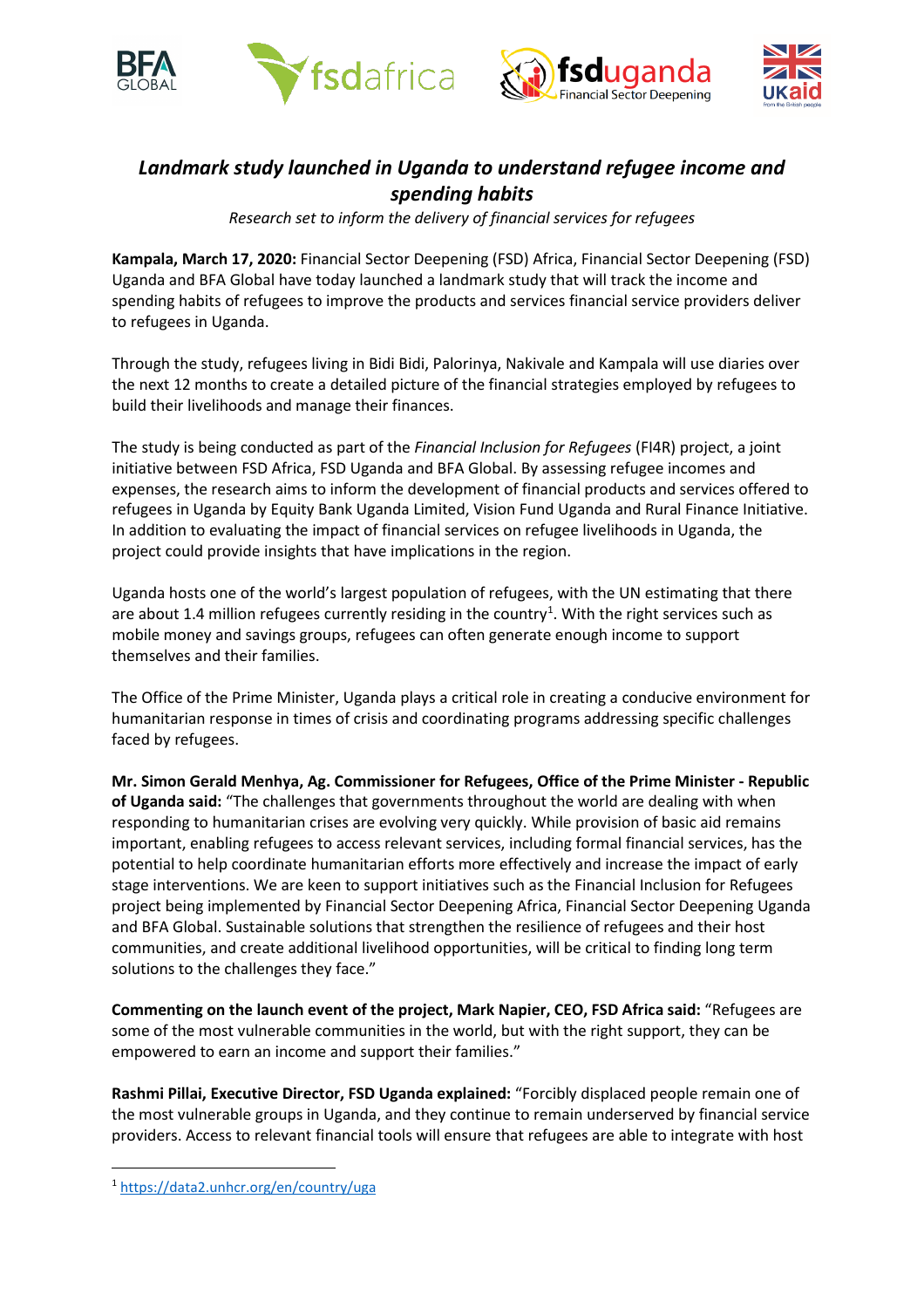# *Landmark study launched in Uganda to understand refugee income and spending habits*

*Research set to inform the delivery of financial services for refugees*

**Kampala, March 17, 2020:** Financial Sector Deepening (FSD) Africa, Financial Sector Deepening (FSD) Uganda and BFA Global have today launched a landmark study that will track the income and spending habits of refugees to improve the products and services financial service providers deliver to refugees in Uganda.

Through the study, refugees living in Bidi Bidi, Palorinya, Nakivale and Kampala will use diaries over the next 12 months to create a detailed picture of the financial strategies employed by refugees to build their livelihoods and manage their finances.

The study is being conducted as part of the *Financial Inclusion for Refugees* (FI4R) project, a joint initiative between FSD Africa, FSD Uganda and BFA Global. By assessing refugee incomes and expenses, the research aims to inform the development of financial products and services offered to refugees in Uganda by Equity Bank Uganda Limited, Vision Fund Uganda and Rural Finance Initiative. In addition to evaluating the impact of financial services on refugee livelihoods in Uganda, the project could provide insights that have implications in the region.

Uganda hosts one of the world's largest population of refugees, with the UN estimating that there are about 1.4 million refugees currently residing in the country[1]. With the right services such as mobile money and savings groups, refugees can often generate enough income to support themselves and their families.

The Office of the Prime Minister, Uganda plays a critical role in creating a conducive environment for humanitarian response in times of crisis and coordinating programs addressing specific challenges faced by refugees.

**Mr. Simon Gerald Menhya, Ag. Commissioner for Refugees, Office of the Prime Minister - Republic of Uganda said:** "The challenges that governments throughout the world are dealing with when responding to humanitarian crises are evolving very quickly. While provision of basic aid remains important, enabling refugees to access relevant services, including formal financial services, has the potential to help coordinate humanitarian efforts more effectively and increase the impact of early stage interventions. We are keen to support initiatives such as the Financial Inclusion for Refugees project being implemented by Financial Sector Deepening Africa, Financial Sector Deepening Uganda and BFA Global. Sustainable solutions that strengthen the resilience of refugees and their host communities, and create additional livelihood opportunities, will be critical to finding long term solutions to the challenges they face."

**Commenting on the launch event of the project, Mark Napier, CEO, FSD Africa said:** "Refugees are some of the most vulnerable communities in the world, but with the right support, they can be empowered to earn an income and support their families."

**Rashmi Pillai, Executive Director, FSD Uganda explained:** "Forcibly displaced people remain one of the most vulnerable groups in Uganda, and they continue to remain underserved by financial service providers. Access to relevant financial tools will ensure that refugees are able to integrate with host

---

[1] https://data2.unhcr.org/en/country/uga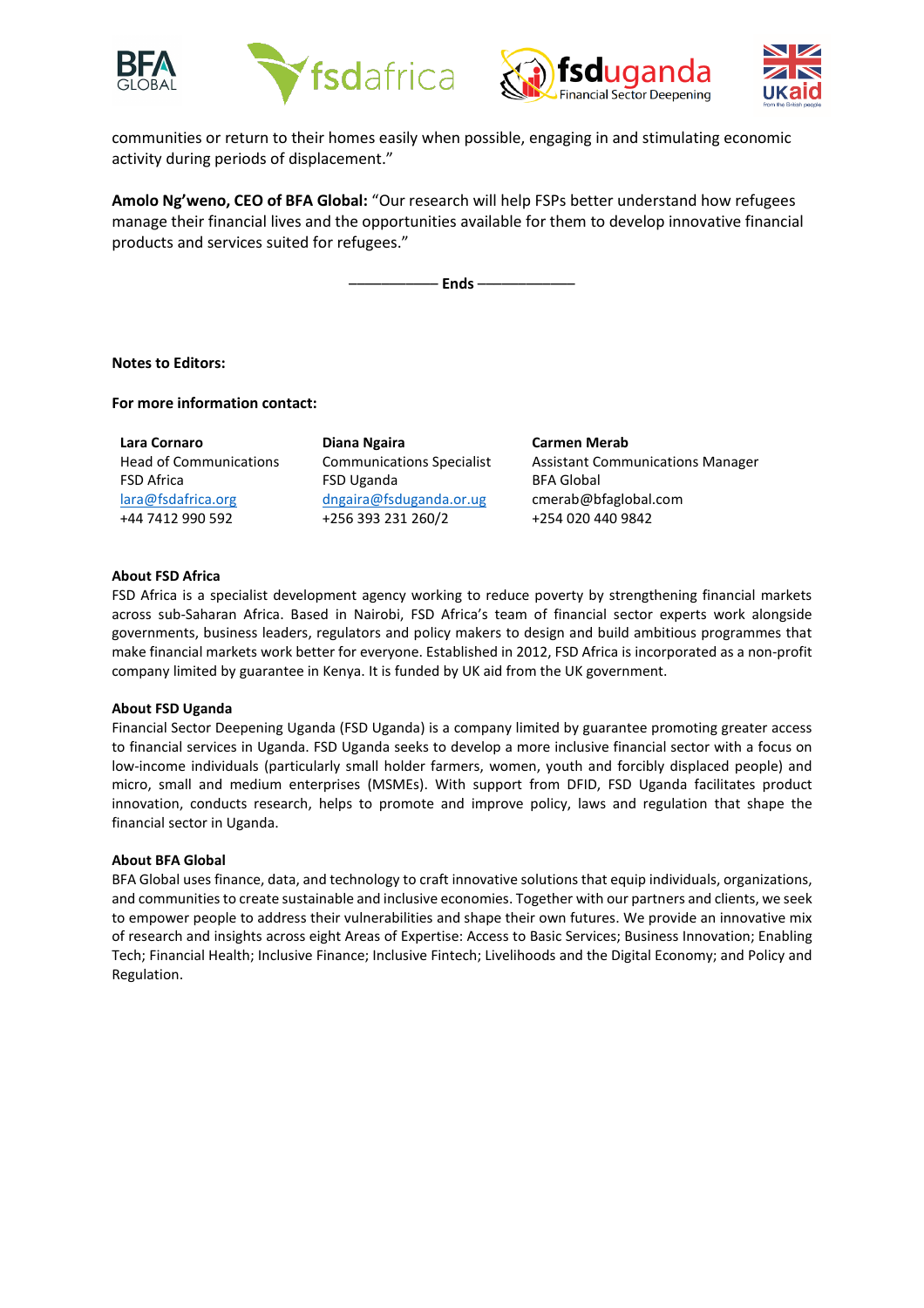communities or return to their homes easily when possible, engaging in and stimulating economic activity during periods of displacement."

**Amolo Ng'weno, CEO of BFA Global:** "Our research will help FSPs better understand how refugees manage their financial lives and the opportunities available for them to develop innovative financial products and services suited for refugees."

—————— **Ends** ——————

**Notes to Editors:**

**For more information contact:**

| | | |
|---|---|---|
| **Lara Cornaro** | **Diana Ngaira** | **Carmen Merab** |
| Head of Communications | Communications Specialist | Assistant Communications Manager |
| FSD Africa | FSD Uganda | BFA Global |
| lara@fsdafrica.org | dngaira@fsduganda.or.ug | cmerab@bfaglobal.com |
| +44 7412 990 592 | +256 393 231 260/2 | +254 020 440 9842 |

**About FSD Africa**

FSD Africa is a specialist development agency working to reduce poverty by strengthening financial markets across sub-Saharan Africa. Based in Nairobi, FSD Africa's team of financial sector experts work alongside governments, business leaders, regulators and policy makers to design and build ambitious programmes that make financial markets work better for everyone. Established in 2012, FSD Africa is incorporated as a non-profit company limited by guarantee in Kenya. It is funded by UK aid from the UK government.

**About FSD Uganda**

Financial Sector Deepening Uganda (FSD Uganda) is a company limited by guarantee promoting greater access to financial services in Uganda. FSD Uganda seeks to develop a more inclusive financial sector with a focus on low-income individuals (particularly small holder farmers, women, youth and forcibly displaced people) and micro, small and medium enterprises (MSMEs). With support from DFID, FSD Uganda facilitates product innovation, conducts research, helps to promote and improve policy, laws and regulation that shape the financial sector in Uganda.

**About BFA Global**

BFA Global uses finance, data, and technology to craft innovative solutions that equip individuals, organizations, and communities to create sustainable and inclusive economies. Together with our partners and clients, we seek to empower people to address their vulnerabilities and shape their own futures. We provide an innovative mix of research and insights across eight Areas of Expertise: Access to Basic Services; Business Innovation; Enabling Tech; Financial Health; Inclusive Finance; Inclusive Fintech; Livelihoods and the Digital Economy; and Policy and Regulation.